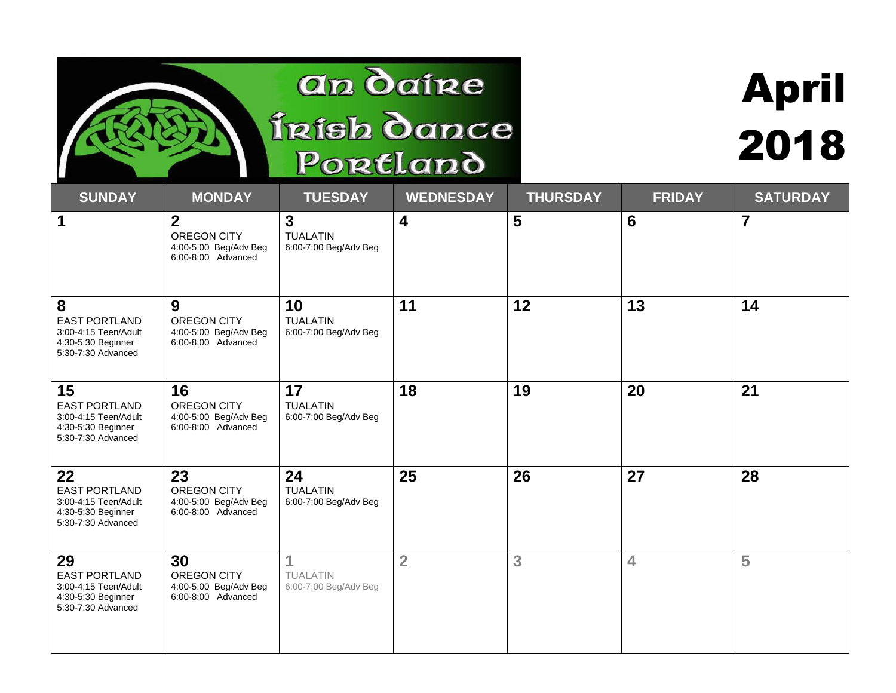# An Daire Irish Dance Portland

# April 2018

| SUNDAY | MONDAY | TUESDAY | WEDNESDAY | THURSDAY | FRIDAY | SATURDAY |
|---|---|---|---|---|---|---|
| **1** | **2**<br>OREGON CITY<br>4:00-5:00 Beg/Adv Beg<br>6:00-8:00 Advanced | **3**<br>TUALATIN<br>6:00-7:00 Beg/Adv Beg | **4** | **5** | **6** | **7** |
| **8**<br>EAST PORTLAND<br>3:00-4:15 Teen/Adult<br>4:30-5:30 Beginner<br>5:30-7:30 Advanced | **9**<br>OREGON CITY<br>4:00-5:00 Beg/Adv Beg<br>6:00-8:00 Advanced | **10**<br>TUALATIN<br>6:00-7:00 Beg/Adv Beg | **11** | **12** | **13** | **14** |
| **15**<br>EAST PORTLAND<br>3:00-4:15 Teen/Adult<br>4:30-5:30 Beginner<br>5:30-7:30 Advanced | **16**<br>OREGON CITY<br>4:00-5:00 Beg/Adv Beg<br>6:00-8:00 Advanced | **17**<br>TUALATIN<br>6:00-7:00 Beg/Adv Beg | **18** | **19** | **20** | **21** |
| **22**<br>EAST PORTLAND<br>3:00-4:15 Teen/Adult<br>4:30-5:30 Beginner<br>5:30-7:30 Advanced | **23**<br>OREGON CITY<br>4:00-5:00 Beg/Adv Beg<br>6:00-8:00 Advanced | **24**<br>TUALATIN<br>6:00-7:00 Beg/Adv Beg | **25** | **26** | **27** | **28** |
| **29**<br>EAST PORTLAND<br>3:00-4:15 Teen/Adult<br>4:30-5:30 Beginner<br>5:30-7:30 Advanced | **30**<br>OREGON CITY<br>4:00-5:00 Beg/Adv Beg<br>6:00-8:00 Advanced | **1**<br>TUALATIN<br>6:00-7:00 Beg/Adv Beg | **2** | **3** | **4** | **5** |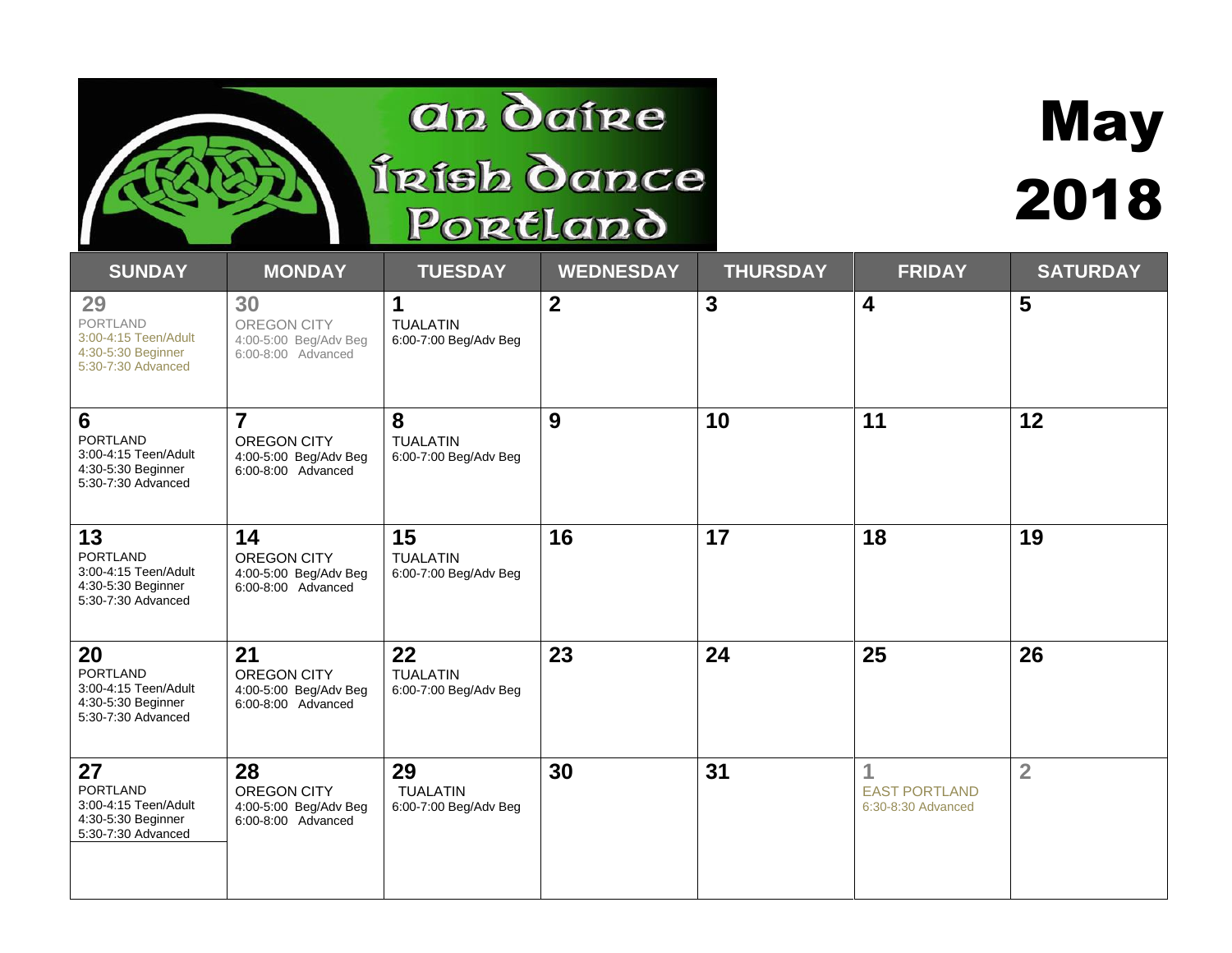# An Daire Irish Dance Portland

# May 2018

| SUNDAY | MONDAY | TUESDAY | WEDNESDAY | THURSDAY | FRIDAY | SATURDAY |
|---|---|---|---|---|---|---|
| **29** PORTLAND 3:00-4:15 Teen/Adult 4:30-5:30 Beginner 5:30-7:30 Advanced | **30** OREGON CITY 4:00-5:00 Beg/Adv Beg 6:00-8:00 Advanced | **1** TUALATIN 6:00-7:00 Beg/Adv Beg | **2** | **3** | **4** | **5** |
| **6** PORTLAND 3:00-4:15 Teen/Adult 4:30-5:30 Beginner 5:30-7:30 Advanced | **7** OREGON CITY 4:00-5:00 Beg/Adv Beg 6:00-8:00 Advanced | **8** TUALATIN 6:00-7:00 Beg/Adv Beg | **9** | **10** | **11** | **12** |
| **13** PORTLAND 3:00-4:15 Teen/Adult 4:30-5:30 Beginner 5:30-7:30 Advanced | **14** OREGON CITY 4:00-5:00 Beg/Adv Beg 6:00-8:00 Advanced | **15** TUALATIN 6:00-7:00 Beg/Adv Beg | **16** | **17** | **18** | **19** |
| **20** PORTLAND 3:00-4:15 Teen/Adult 4:30-5:30 Beginner 5:30-7:30 Advanced | **21** OREGON CITY 4:00-5:00 Beg/Adv Beg 6:00-8:00 Advanced | **22** TUALATIN 6:00-7:00 Beg/Adv Beg | **23** | **24** | **25** | **26** |
| **27** PORTLAND 3:00-4:15 Teen/Adult 4:30-5:30 Beginner 5:30-7:30 Advanced | **28** OREGON CITY 4:00-5:00 Beg/Adv Beg 6:00-8:00 Advanced | **29** TUALATIN 6:00-7:00 Beg/Adv Beg | **30** | **31** | **1** EAST PORTLAND 6:30-8:30 Advanced | **2** |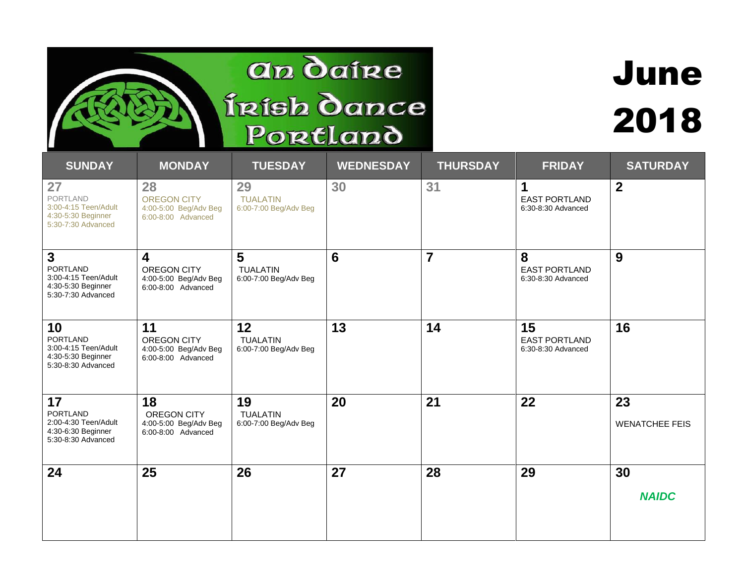# An Daire Irish Dance Portland

# June 2018

| SUNDAY | MONDAY | TUESDAY | WEDNESDAY | THURSDAY | FRIDAY | SATURDAY |
|---|---|---|---|---|---|---|
| **27**<br>PORTLAND<br>3:00-4:15 Teen/Adult<br>4:30-5:30 Beginner<br>5:30-7:30 Advanced | **28**<br>OREGON CITY<br>4:00-5:00 Beg/Adv Beg<br>6:00-8:00 Advanced | **29**<br>TUALATIN<br>6:00-7:00 Beg/Adv Beg | **30** | **31** | **1**<br>EAST PORTLAND<br>6:30-8:30 Advanced | **2** |
| **3**<br>PORTLAND<br>3:00-4:15 Teen/Adult<br>4:30-5:30 Beginner<br>5:30-7:30 Advanced | **4**<br>OREGON CITY<br>4:00-5:00 Beg/Adv Beg<br>6:00-8:00 Advanced | **5**<br>TUALATIN<br>6:00-7:00 Beg/Adv Beg | **6** | **7** | **8**<br>EAST PORTLAND<br>6:30-8:30 Advanced | **9** |
| **10**<br>PORTLAND<br>3:00-4:15 Teen/Adult<br>4:30-5:30 Beginner<br>5:30-8:30 Advanced | **11**<br>OREGON CITY<br>4:00-5:00 Beg/Adv Beg<br>6:00-8:00 Advanced | **12**<br>TUALATIN<br>6:00-7:00 Beg/Adv Beg | **13** | **14** | **15**<br>EAST PORTLAND<br>6:30-8:30 Advanced | **16** |
| **17**<br>PORTLAND<br>2:00-4:30 Teen/Adult<br>4:30-6:30 Beginner<br>5:30-8:30 Advanced | **18**<br>OREGON CITY<br>4:00-5:00 Beg/Adv Beg<br>6:00-8:00 Advanced | **19**<br>TUALATIN<br>6:00-7:00 Beg/Adv Beg | **20** | **21** | **22** | **23**<br>WENATCHEE FEIS |
| **24** | **25** | **26** | **27** | **28** | **29** | **30**<br>***NAIDC*** |